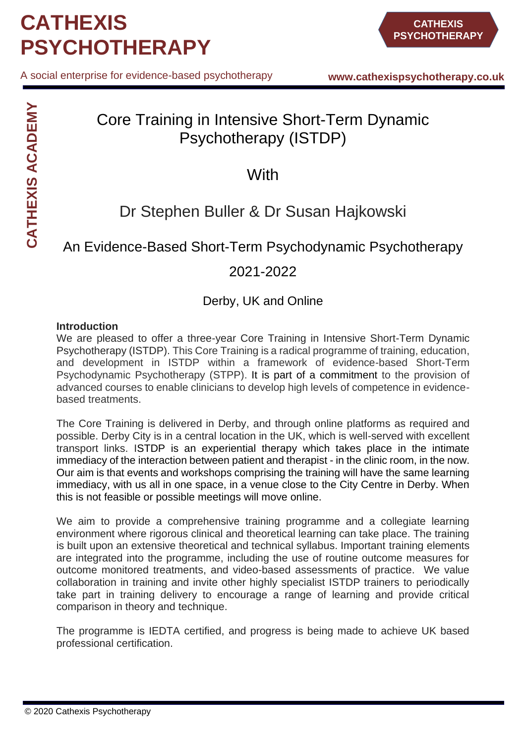# CATHEXIS PSYCHOTHERAPY

A social enterprise for evidence-based psychotherapy

www.cathexispsychotherapy.co.uk

CATHEXIS ACADEMY

## Core Training in Intensive Short-Term Dynamic Psychotherapy (ISTDP)

With

Dr Stephen Buller & Dr Susan Hajkowski

An Evidence-Based Short-Term Psychodynamic Psychotherapy

2021-2022

Derby, UK and Online

**Introduction**

We are pleased to offer a three-year Core Training in Intensive Short-Term Dynamic Psychotherapy (ISTDP). This Core Training is a radical programme of training, education, and development in ISTDP within a framework of evidence-based Short-Term Psychodynamic Psychotherapy (STPP). It is part of a commitment to the provision of advanced courses to enable clinicians to develop high levels of competence in evidence-based treatments.

The Core Training is delivered in Derby, and through online platforms as required and possible. Derby City is in a central location in the UK, which is well-served with excellent transport links. ISTDP is an experiential therapy which takes place in the intimate immediacy of the interaction between patient and therapist - in the clinic room, in the now. Our aim is that events and workshops comprising the training will have the same learning immediacy, with us all in one space, in a venue close to the City Centre in Derby. When this is not feasible or possible meetings will move online.

We aim to provide a comprehensive training programme and a collegiate learning environment where rigorous clinical and theoretical learning can take place. The training is built upon an extensive theoretical and technical syllabus. Important training elements are integrated into the programme, including the use of routine outcome measures for outcome monitored treatments, and video-based assessments of practice. We value collaboration in training and invite other highly specialist ISTDP trainers to periodically take part in training delivery to encourage a range of learning and provide critical comparison in theory and technique.

The programme is IEDTA certified, and progress is being made to achieve UK based professional certification.

© 2020 Cathexis Psychotherapy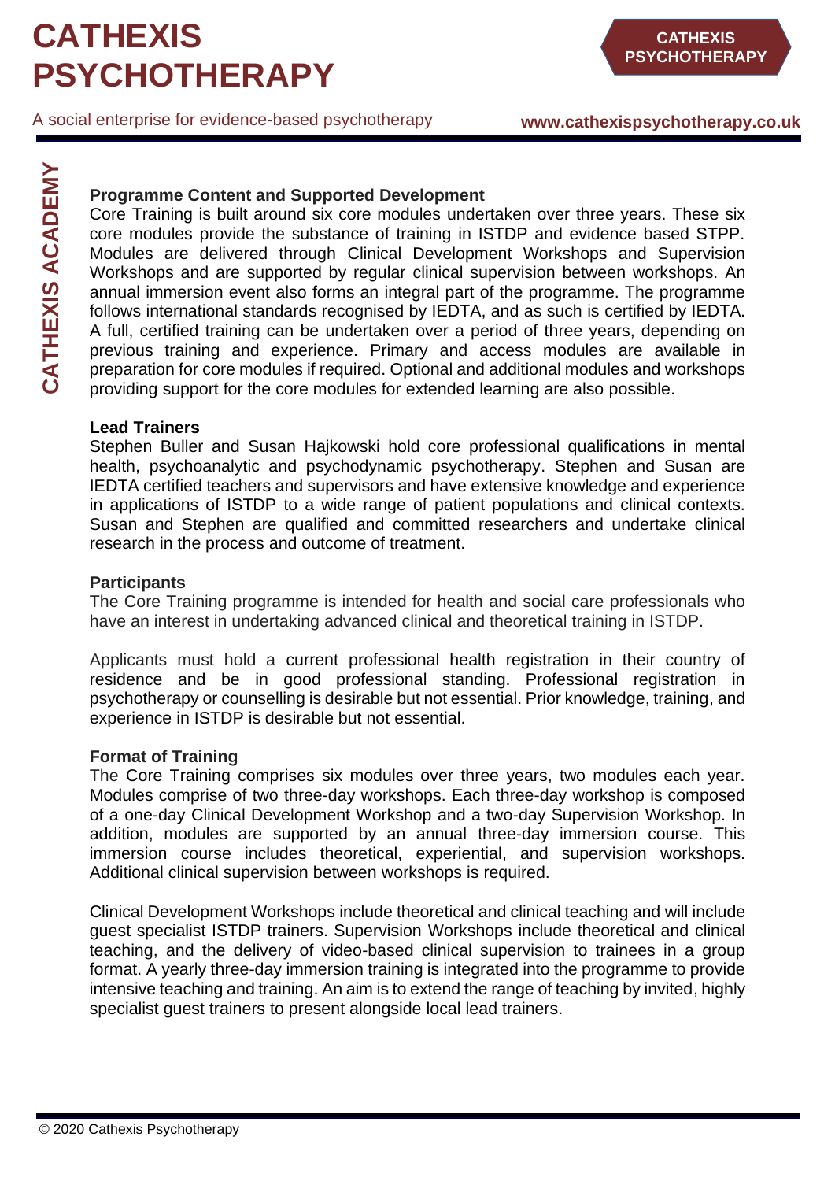**Programme Content and Supported Development**

Core Training is built around six core modules undertaken over three years. These six core modules provide the substance of training in ISTDP and evidence based STPP. Modules are delivered through Clinical Development Workshops and Supervision Workshops and are supported by regular clinical supervision between workshops. An annual immersion event also forms an integral part of the programme. The programme follows international standards recognised by IEDTA, and as such is certified by IEDTA. A full, certified training can be undertaken over a period of three years, depending on previous training and experience. Primary and access modules are available in preparation for core modules if required. Optional and additional modules and workshops providing support for the core modules for extended learning are also possible.

**Lead Trainers**

Stephen Buller and Susan Hajkowski hold core professional qualifications in mental health, psychoanalytic and psychodynamic psychotherapy. Stephen and Susan are IEDTA certified teachers and supervisors and have extensive knowledge and experience in applications of ISTDP to a wide range of patient populations and clinical contexts. Susan and Stephen are qualified and committed researchers and undertake clinical research in the process and outcome of treatment.

**Participants**

The Core Training programme is intended for health and social care professionals who have an interest in undertaking advanced clinical and theoretical training in ISTDP.

Applicants must hold a current professional health registration in their country of residence and be in good professional standing. Professional registration in psychotherapy or counselling is desirable but not essential. Prior knowledge, training, and experience in ISTDP is desirable but not essential.

**Format of Training**

The Core Training comprises six modules over three years, two modules each year. Modules comprise of two three-day workshops. Each three-day workshop is composed of a one-day Clinical Development Workshop and a two-day Supervision Workshop. In addition, modules are supported by an annual three-day immersion course. This immersion course includes theoretical, experiential, and supervision workshops. Additional clinical supervision between workshops is required.

Clinical Development Workshops include theoretical and clinical teaching and will include guest specialist ISTDP trainers. Supervision Workshops include theoretical and clinical teaching, and the delivery of video-based clinical supervision to trainees in a group format. A yearly three-day immersion training is integrated into the programme to provide intensive teaching and training. An aim is to extend the range of teaching by invited, highly specialist guest trainers to present alongside local lead trainers.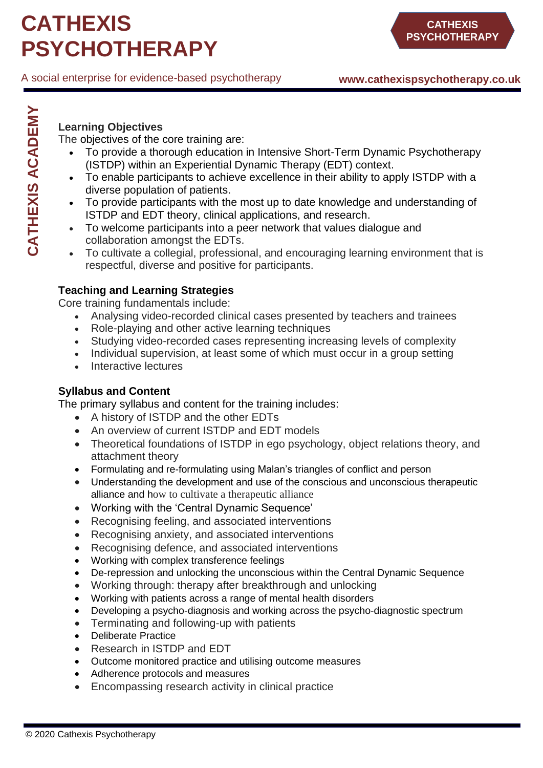### Learning Objectives

The objectives of the core training are:

- To provide a thorough education in Intensive Short-Term Dynamic Psychotherapy (ISTDP) within an Experiential Dynamic Therapy (EDT) context.
- To enable participants to achieve excellence in their ability to apply ISTDP with a diverse population of patients.
- To provide participants with the most up to date knowledge and understanding of ISTDP and EDT theory, clinical applications, and research.
- To welcome participants into a peer network that values dialogue and collaboration amongst the EDTs.
- To cultivate a collegial, professional, and encouraging learning environment that is respectful, diverse and positive for participants.

### Teaching and Learning Strategies

Core training fundamentals include:

- Analysing video-recorded clinical cases presented by teachers and trainees
- Role-playing and other active learning techniques
- Studying video-recorded cases representing increasing levels of complexity
- Individual supervision, at least some of which must occur in a group setting
- Interactive lectures

### Syllabus and Content

The primary syllabus and content for the training includes:

- A history of ISTDP and the other EDTs
- An overview of current ISTDP and EDT models
- Theoretical foundations of ISTDP in ego psychology, object relations theory, and attachment theory
- Formulating and re-formulating using Malan's triangles of conflict and person
- Understanding the development and use of the conscious and unconscious therapeutic alliance and how to cultivate a therapeutic alliance
- Working with the 'Central Dynamic Sequence'
- Recognising feeling, and associated interventions
- Recognising anxiety, and associated interventions
- Recognising defence, and associated interventions
- Working with complex transference feelings
- De-repression and unlocking the unconscious within the Central Dynamic Sequence
- Working through: therapy after breakthrough and unlocking
- Working with patients across a range of mental health disorders
- Developing a psycho-diagnosis and working across the psycho-diagnostic spectrum
- Terminating and following-up with patients
- Deliberate Practice
- Research in ISTDP and EDT
- Outcome monitored practice and utilising outcome measures
- Adherence protocols and measures
- Encompassing research activity in clinical practice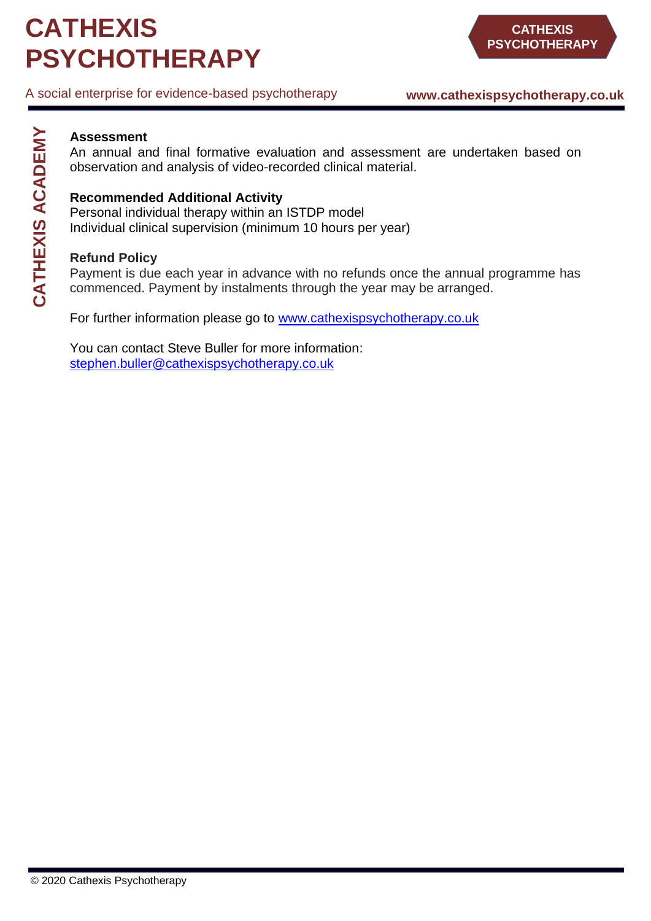**Assessment**
An annual and final formative evaluation and assessment are undertaken based on observation and analysis of video-recorded clinical material.

**Recommended Additional Activity**
Personal individual therapy within an ISTDP model
Individual clinical supervision (minimum 10 hours per year)

**Refund Policy**
Payment is due each year in advance with no refunds once the annual programme has commenced. Payment by instalments through the year may be arranged.

For further information please go to www.cathexispsychotherapy.co.uk

You can contact Steve Buller for more information:
stephen.buller@cathexispsychotherapy.co.uk